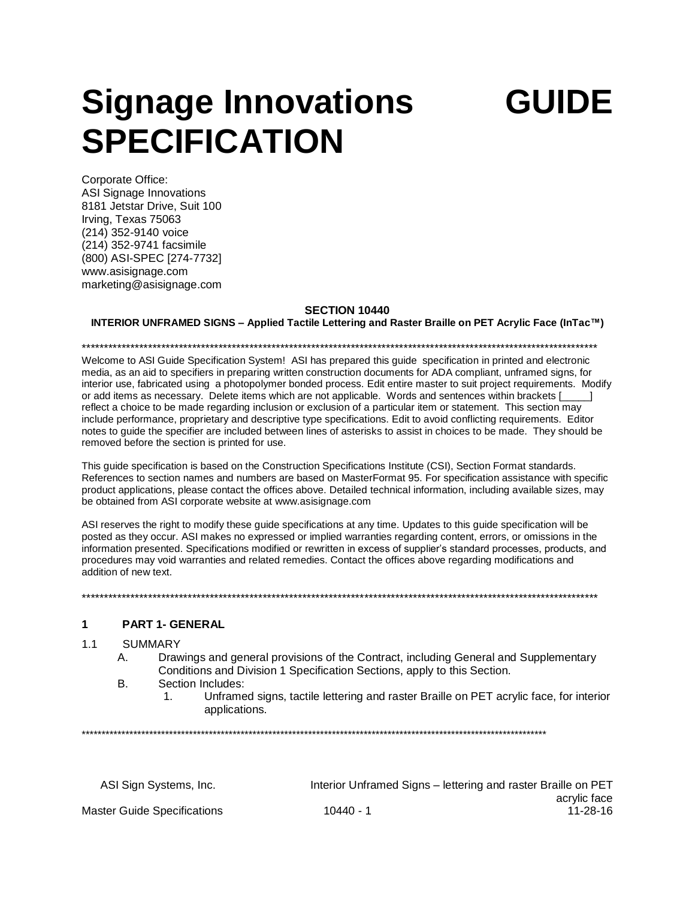# Signage Innovations GUIDE SPECIFICATION

Corporate Office:
ASI Signage Innovations
8181 Jetstar Drive, Suit 100
Irving, Texas 75063
(214) 352-9140 voice
(214) 352-9741 facsimile
(800) ASI-SPEC [274-7732]
www.asisignage.com
marketing@asisignage.com

**SECTION 10440**

**INTERIOR UNFRAMED SIGNS – Applied Tactile Lettering and Raster Braille on PET Acrylic Face (InTac™)**

**************************************************************************************************************************

Welcome to ASI Guide Specification System! ASI has prepared this guide specification in printed and electronic media, as an aid to specifiers in preparing written construction documents for ADA compliant, unframed signs, for interior use, fabricated using a photopolymer bonded process. Edit entire master to suit project requirements. Modify or add items as necessary. Delete items which are not applicable. Words and sentences within brackets [_____] reflect a choice to be made regarding inclusion or exclusion of a particular item or statement. This section may include performance, proprietary and descriptive type specifications. Edit to avoid conflicting requirements. Editor notes to guide the specifier are included between lines of asterisks to assist in choices to be made. They should be removed before the section is printed for use.

This guide specification is based on the Construction Specifications Institute (CSI), Section Format standards. References to section names and numbers are based on MasterFormat 95. For specification assistance with specific product applications, please contact the offices above. Detailed technical information, including available sizes, may be obtained from ASI corporate website at www.asisignage.com

ASI reserves the right to modify these guide specifications at any time. Updates to this guide specification will be posted as they occur. ASI makes no expressed or implied warranties regarding content, errors, or omissions in the information presented. Specifications modified or rewritten in excess of supplier's standard processes, products, and procedures may void warranties and related remedies. Contact the offices above regarding modifications and addition of new text.

**************************************************************************************************************************

## 1 PART 1- GENERAL

1.1 SUMMARY

A. Drawings and general provisions of the Contract, including General and Supplementary Conditions and Division 1 Specification Sections, apply to this Section.

B. Section Includes:

1. Unframed signs, tactile lettering and raster Braille on PET acrylic face, for interior applications.

**************************************************************************************************************************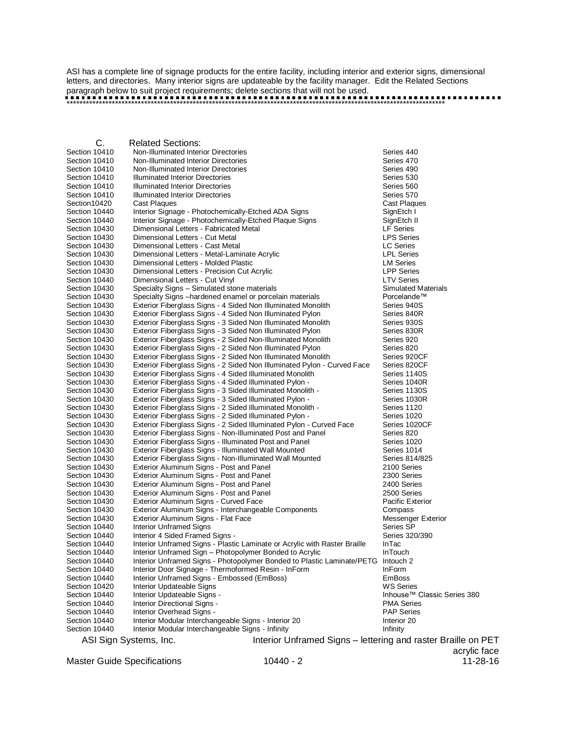ASI has a complete line of signage products for the entire facility, including interior and exterior signs, dimensional letters, and directories. Many interior signs are updateable by the facility manager. Edit the Related Sections paragraph below to suit project requirements; delete sections that will not be used.

**********************************************************************************************************************

C. Related Sections:

| | | |
|---|---|---|
| Section 10410 | Non-Illuminated Interior Directories | Series 440 |
| Section 10410 | Non-Illuminated Interior Directories | Series 470 |
| Section 10410 | Non-Illuminated Interior Directories | Series 490 |
| Section 10410 | Illuminated Interior Directories | Series 530 |
| Section 10410 | Illuminated Interior Directories | Series 560 |
| Section 10410 | Illuminated Interior Directories | Series 570 |
| Section10420 | Cast Plaques | Cast Plaques |
| Section 10440 | Interior Signage - Photochemically-Etched ADA Signs | SignEtch I |
| Section 10440 | Interior Signage - Photochemically-Etched Plaque Signs | SignEtch II |
| Section 10430 | Dimensional Letters - Fabricated Metal | LF Series |
| Section 10430 | Dimensional Letters - Cut Metal | LPS Series |
| Section 10430 | Dimensional Letters - Cast Metal | LC Series |
| Section 10430 | Dimensional Letters - Metal-Laminate Acrylic | LPL Series |
| Section 10430 | Dimensional Letters - Molded Plastic | LM Series |
| Section 10430 | Dimensional Letters - Precision Cut Acrylic | LPP Series |
| Section 10440 | Dimensional Letters - Cut Vinyl | LTV Series |
| Section 10430 | Specialty Signs – Simulated stone materials | Simulated Materials |
| Section 10430 | Specialty Signs –hardened enamel or porcelain materials | Porcelande™ |
| Section 10430 | Exterior Fiberglass Signs - 4 Sided Non Illuminated Monolith | Series 940S |
| Section 10430 | Exterior Fiberglass Signs - 4 Sided Non Illuminated Pylon | Series 840R |
| Section 10430 | Exterior Fiberglass Signs - 3 Sided Non Illuminated Monolith | Series 930S |
| Section 10430 | Exterior Fiberglass Signs - 3 Sided Non Illuminated Pylon | Series 830R |
| Section 10430 | Exterior Fiberglass Signs - 2 Sided Non-Illuminated Monolith | Series 920 |
| Section 10430 | Exterior Fiberglass Signs - 2 Sided Non Illuminated Pylon | Series 820 |
| Section 10430 | Exterior Fiberglass Signs - 2 Sided Non Illuminated Monolith | Series 920CF |
| Section 10430 | Exterior Fiberglass Signs - 2 Sided Non Illuminated Pylon - Curved Face | Series 820CF |
| Section 10430 | Exterior Fiberglass Signs - 4 Sided Illuminated Monolith | Series 1140S |
| Section 10430 | Exterior Fiberglass Signs - 4 Sided Illuminated Pylon - | Series 1040R |
| Section 10430 | Exterior Fiberglass Signs - 3 Sided Illuminated Monolith - | Series 1130S |
| Section 10430 | Exterior Fiberglass Signs - 3 Sided Illuminated Pylon - | Series 1030R |
| Section 10430 | Exterior Fiberglass Signs - 2 Sided Illuminated Monolith - | Series 1120 |
| Section 10430 | Exterior Fiberglass Signs - 2 Sided Illuminated Pylon - | Series 1020 |
| Section 10430 | Exterior Fiberglass Signs - 2 Sided Illuminated Pylon - Curved Face | Series 1020CF |
| Section 10430 | Exterior Fiberglass Signs - Non-Illuminated Post and Panel | Series 820 |
| Section 10430 | Exterior Fiberglass Signs - Illuminated Post and Panel | Series 1020 |
| Section 10430 | Exterior Fiberglass Signs - Illuminated Wall Mounted | Series 1014 |
| Section 10430 | Exterior Fiberglass Signs - Non-Illuminated Wall Mounted | Series 814/825 |
| Section 10430 | Exterior Aluminum Signs - Post and Panel | 2100 Series |
| Section 10430 | Exterior Aluminum Signs - Post and Panel | 2300 Series |
| Section 10430 | Exterior Aluminum Signs - Post and Panel | 2400 Series |
| Section 10430 | Exterior Aluminum Signs - Post and Panel | 2500 Series |
| Section 10430 | Exterior Aluminum Signs - Curved Face | Pacific Exterior |
| Section 10430 | Exterior Aluminum Signs - Interchangeable Components | Compass |
| Section 10430 | Exterior Aluminum Signs - Flat Face | Messenger Exterior |
| Section 10440 | Interior Unframed Signs | Series SP |
| Section 10440 | Interior 4 Sided Framed Signs - | Series 320/390 |
| Section 10440 | Interior Unframed Signs - Plastic Laminate or Acrylic with Raster Braille | InTac |
| Section 10440 | Interior Unframed Sign – Photopolymer Bonded to Acrylic | InTouch |
| Section 10440 | Interior Unframed Signs - Photopolymer Bonded to Plastic Laminate/PETG | Intouch 2 |
| Section 10440 | Interior Door Signage - Thermoformed Resin - InForm | InForm |
| Section 10440 | Interior Unframed Signs - Embossed (EmBoss) | EmBoss |
| Section 10420 | Interior Updateable Signs | WS Series |
| Section 10440 | Interior Updateable Signs - | Inhouse™ Classic Series 380 |
| Section 10440 | Interior Directional Signs - | PMA Series |
| Section 10440 | Interior Overhead Signs - | PAP Series |
| Section 10440 | Interior Modular Interchangeable Signs - Interior 20 | Interior 20 |
| Section 10440 | Interior Modular Interchangeable Signs - Infinity | Infinity |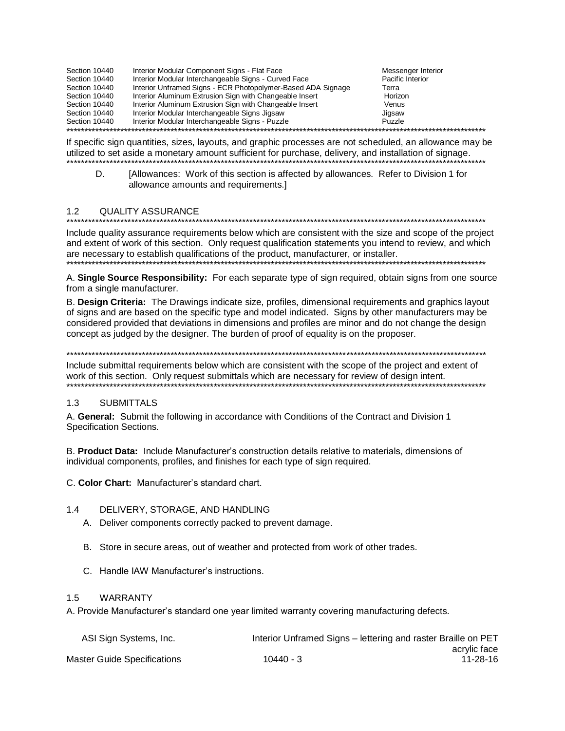| Section | Description | Product |
|---|---|---|
| Section 10440 | Interior Modular Component Signs - Flat Face | Messenger Interior |
| Section 10440 | Interior Modular Interchangeable Signs - Curved Face | Pacific Interior |
| Section 10440 | Interior Unframed Signs - ECR Photopolymer-Based ADA Signage | Terra |
| Section 10440 | Interior Aluminum Extrusion Sign with Changeable Insert | Horizon |
| Section 10440 | Interior Aluminum Extrusion Sign with Changeable Insert | Venus |
| Section 10440 | Interior Modular Interchangeable Signs Jigsaw | Jigsaw |
| Section 10440 | Interior Modular Interchangeable Signs - Puzzle | Puzzle |

*************************************************************************************************************************

If specific sign quantities, sizes, layouts, and graphic processes are not scheduled, an allowance may be utilized to set aside a monetary amount sufficient for purchase, delivery, and installation of signage.

*************************************************************************************************************************

D. [Allowances: Work of this section is affected by allowances. Refer to Division 1 for allowance amounts and requirements.]

## 1.2 QUALITY ASSURANCE

*************************************************************************************************************************

Include quality assurance requirements below which are consistent with the size and scope of the project and extent of work of this section. Only request qualification statements you intend to review, and which are necessary to establish qualifications of the product, manufacturer, or installer.

*************************************************************************************************************************

A. **Single Source Responsibility:** For each separate type of sign required, obtain signs from one source from a single manufacturer.

B. **Design Criteria:** The Drawings indicate size, profiles, dimensional requirements and graphics layout of signs and are based on the specific type and model indicated. Signs by other manufacturers may be considered provided that deviations in dimensions and profiles are minor and do not change the design concept as judged by the designer. The burden of proof of equality is on the proposer.

*************************************************************************************************************************

Include submittal requirements below which are consistent with the scope of the project and extent of work of this section. Only request submittals which are necessary for review of design intent.

*************************************************************************************************************************

## 1.3 SUBMITTALS

A. **General:** Submit the following in accordance with Conditions of the Contract and Division 1 Specification Sections.

B. **Product Data:** Include Manufacturer's construction details relative to materials, dimensions of individual components, profiles, and finishes for each type of sign required.

C. **Color Chart:** Manufacturer's standard chart.

## 1.4 DELIVERY, STORAGE, AND HANDLING

A. Deliver components correctly packed to prevent damage.

B. Store in secure areas, out of weather and protected from work of other trades.

C. Handle IAW Manufacturer's instructions.

## 1.5 WARRANTY

A. Provide Manufacturer's standard one year limited warranty covering manufacturing defects.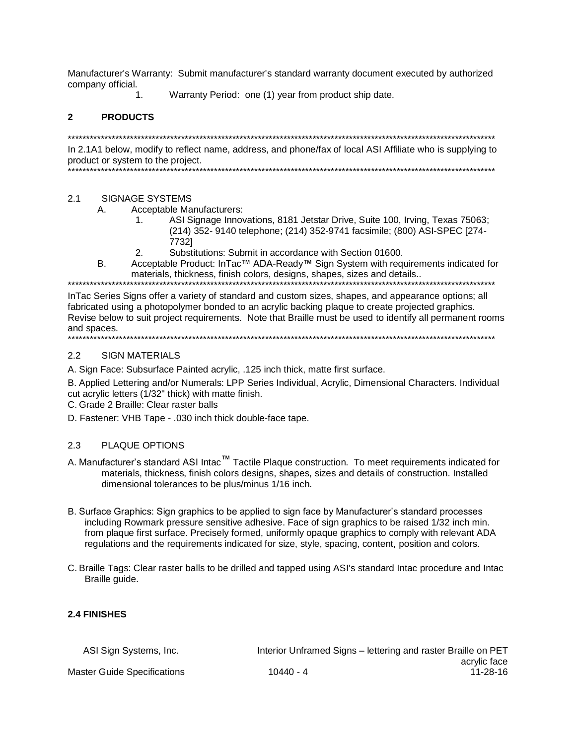Manufacturer's Warranty: Submit manufacturer's standard warranty document executed by authorized company official.

1. Warranty Period: one (1) year from product ship date.

## 2 PRODUCTS

*****************************************************************************************************************
In 2.1A1 below, modify to reflect name, address, and phone/fax of local ASI Affiliate who is supplying to product or system to the project.
*****************************************************************************************************************

### 2.1 SIGNAGE SYSTEMS

A. Acceptable Manufacturers:
   1. ASI Signage Innovations, 8181 Jetstar Drive, Suite 100, Irving, Texas 75063; (214) 352- 9140 telephone; (214) 352-9741 facsimile; (800) ASI-SPEC [274-7732]
   2. Substitutions: Submit in accordance with Section 01600.

B. Acceptable Product: InTac™ ADA-Ready™ Sign System with requirements indicated for materials, thickness, finish colors, designs, shapes, sizes and details..

*****************************************************************************************************************
InTac Series Signs offer a variety of standard and custom sizes, shapes, and appearance options; all fabricated using a photopolymer bonded to an acrylic backing plaque to create projected graphics. Revise below to suit project requirements. Note that Braille must be used to identify all permanent rooms and spaces.
*****************************************************************************************************************

### 2.2 SIGN MATERIALS

A. Sign Face: Subsurface Painted acrylic, .125 inch thick, matte first surface.

B. Applied Lettering and/or Numerals: LPP Series Individual, Acrylic, Dimensional Characters. Individual cut acrylic letters (1/32" thick) with matte finish.

C. Grade 2 Braille: Clear raster balls

D. Fastener: VHB Tape - .030 inch thick double-face tape.

### 2.3 PLAQUE OPTIONS

A. Manufacturer's standard ASI Intac™ Tactile Plaque construction. To meet requirements indicated for materials, thickness, finish colors designs, shapes, sizes and details of construction. Installed dimensional tolerances to be plus/minus 1/16 inch.

B. Surface Graphics: Sign graphics to be applied to sign face by Manufacturer's standard processes including Rowmark pressure sensitive adhesive. Face of sign graphics to be raised 1/32 inch min. from plaque first surface. Precisely formed, uniformly opaque graphics to comply with relevant ADA regulations and the requirements indicated for size, style, spacing, content, position and colors.

C. Braille Tags: Clear raster balls to be drilled and tapped using ASI's standard Intac procedure and Intac Braille guide.

### 2.4 FINISHES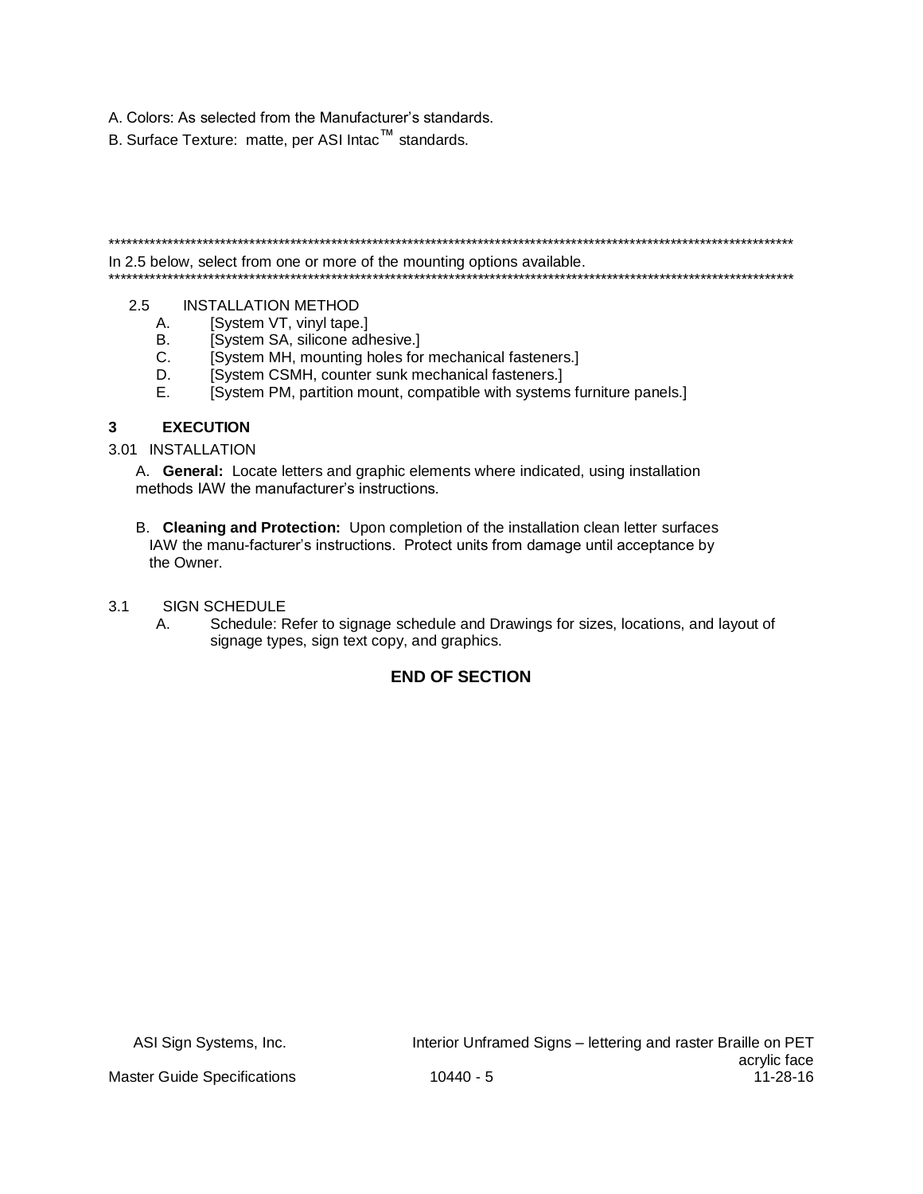A. Colors: As selected from the Manufacturer's standards.

B. Surface Texture: matte, per ASI Intac™ standards.

********************************************************************************************************************

In 2.5 below, select from one or more of the mounting options available.

********************************************************************************************************************

2.5 INSTALLATION METHOD

A. [System VT, vinyl tape.]

B. [System SA, silicone adhesive.]

C. [System MH, mounting holes for mechanical fasteners.]

D. [System CSMH, counter sunk mechanical fasteners.]

E. [System PM, partition mount, compatible with systems furniture panels.]

## 3 EXECUTION

3.01 INSTALLATION

A. **General:** Locate letters and graphic elements where indicated, using installation methods IAW the manufacturer's instructions.

B. **Cleaning and Protection:** Upon completion of the installation clean letter surfaces IAW the manu-facturer's instructions. Protect units from damage until acceptance by the Owner.

3.1 SIGN SCHEDULE

A. Schedule: Refer to signage schedule and Drawings for sizes, locations, and layout of signage types, sign text copy, and graphics.

**END OF SECTION**